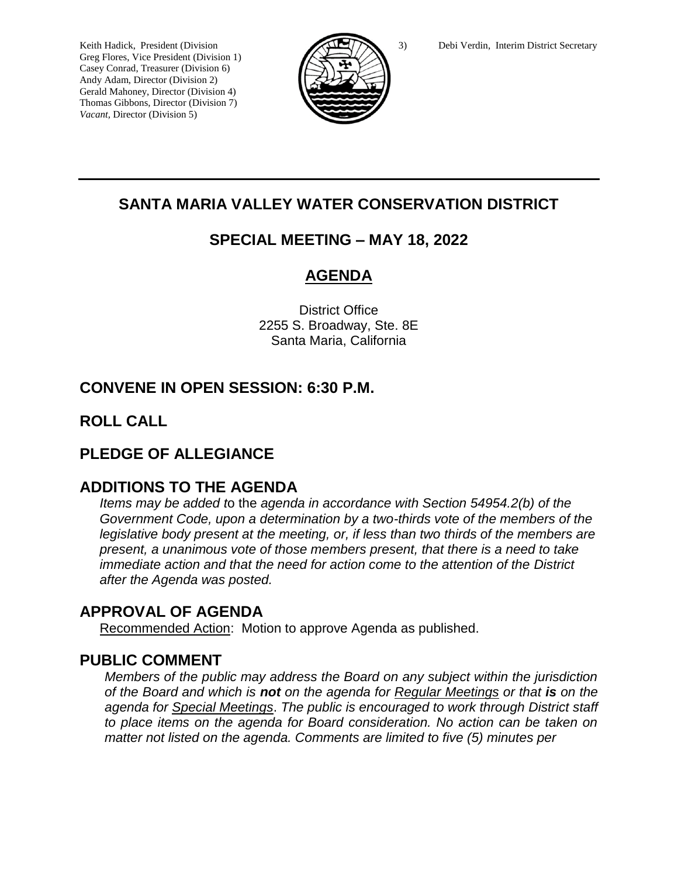Keith Hadick, President (Division 3)
Greg Flores, Vice President (Division 1)
Casey Conrad, Treasurer (Division 6)
Andy Adam, Director (Division 2)
Gerald Mahoney, Director (Division 4)
Thomas Gibbons, Director (Division 7)
*Vacant*, Director (Division 5)

Debi Verdin, Interim District Secretary

# SANTA MARIA VALLEY WATER CONSERVATION DISTRICT

## SPECIAL MEETING – MAY 18, 2022

## AGENDA

District Office
2255 S. Broadway, Ste. 8E
Santa Maria, California

## CONVENE IN OPEN SESSION: 6:30 P.M.

## ROLL CALL

## PLEDGE OF ALLEGIANCE

## ADDITIONS TO THE AGENDA

*Items may be added to the agenda in accordance with Section 54954.2(b) of the Government Code, upon a determination by a two-thirds vote of the members of the legislative body present at the meeting, or, if less than two thirds of the members are present, a unanimous vote of those members present, that there is a need to take immediate action and that the need for action come to the attention of the District after the Agenda was posted.*

## APPROVAL OF AGENDA

Recommended Action: Motion to approve Agenda as published.

## PUBLIC COMMENT

*Members of the public may address the Board on any subject within the jurisdiction of the Board and which is **not** on the agenda for Regular Meetings or that **is** on the agenda for Special Meetings. The public is encouraged to work through District staff to place items on the agenda for Board consideration. No action can be taken on matter not listed on the agenda. Comments are limited to five (5) minutes per*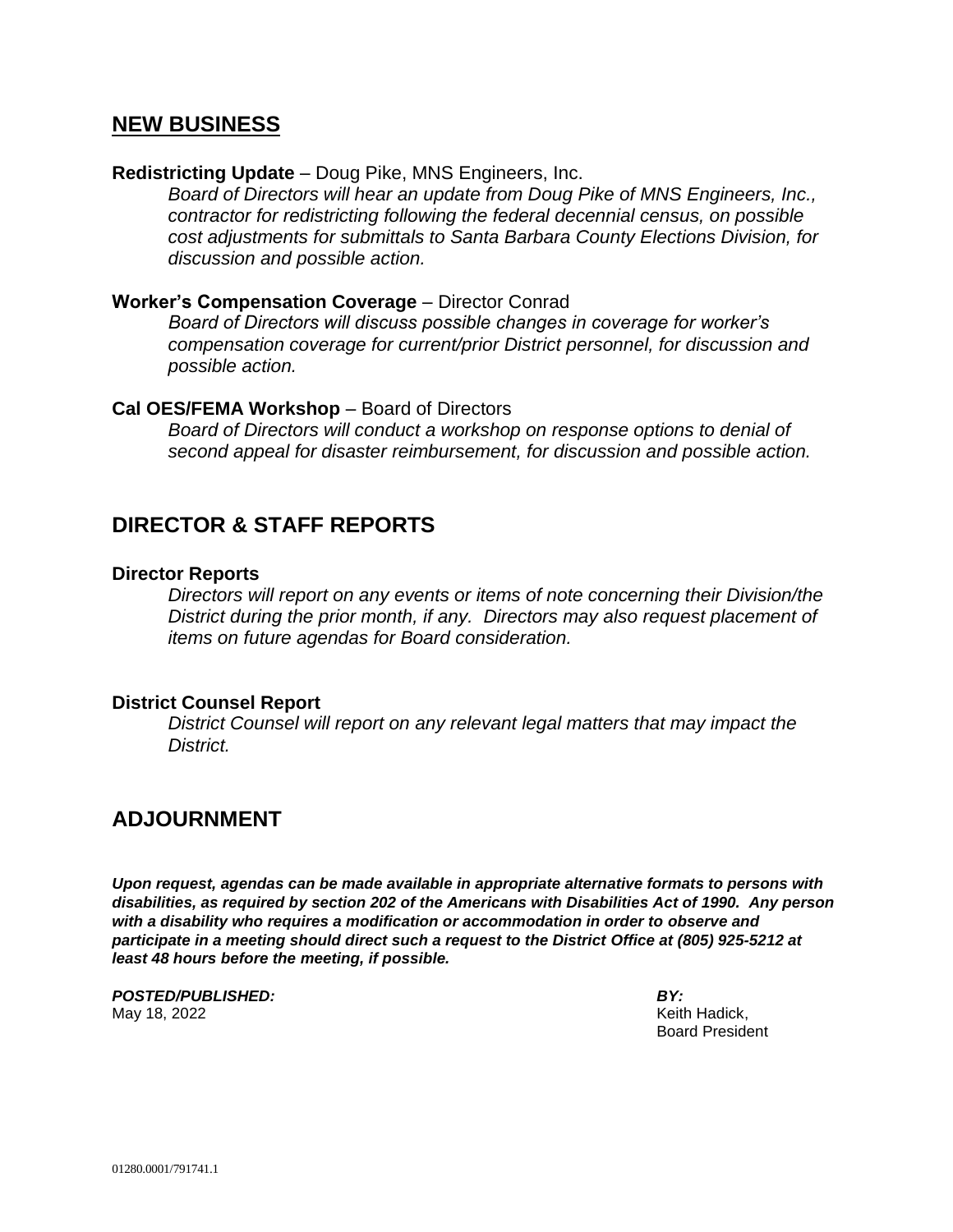## NEW BUSINESS

**Redistricting Update** – Doug Pike, MNS Engineers, Inc.

*Board of Directors will hear an update from Doug Pike of MNS Engineers, Inc., contractor for redistricting following the federal decennial census, on possible cost adjustments for submittals to Santa Barbara County Elections Division, for discussion and possible action.*

**Worker's Compensation Coverage** – Director Conrad

*Board of Directors will discuss possible changes in coverage for worker's compensation coverage for current/prior District personnel, for discussion and possible action.*

**Cal OES/FEMA Workshop** – Board of Directors

*Board of Directors will conduct a workshop on response options to denial of second appeal for disaster reimbursement, for discussion and possible action.*

## DIRECTOR & STAFF REPORTS

**Director Reports**

*Directors will report on any events or items of note concerning their Division/the District during the prior month, if any. Directors may also request placement of items on future agendas for Board consideration.*

**District Counsel Report**

*District Counsel will report on any relevant legal matters that may impact the District.*

## ADJOURNMENT

***Upon request, agendas can be made available in appropriate alternative formats to persons with disabilities, as required by section 202 of the Americans with Disabilities Act of 1990. Any person with a disability who requires a modification or accommodation in order to observe and participate in a meeting should direct such a request to the District Office at (805) 925-5212 at least 48 hours before the meeting, if possible.***

***POSTED/PUBLISHED:***
May 18, 2022

***BY:***
Keith Hadick,
Board President

01280.0001/791741.1